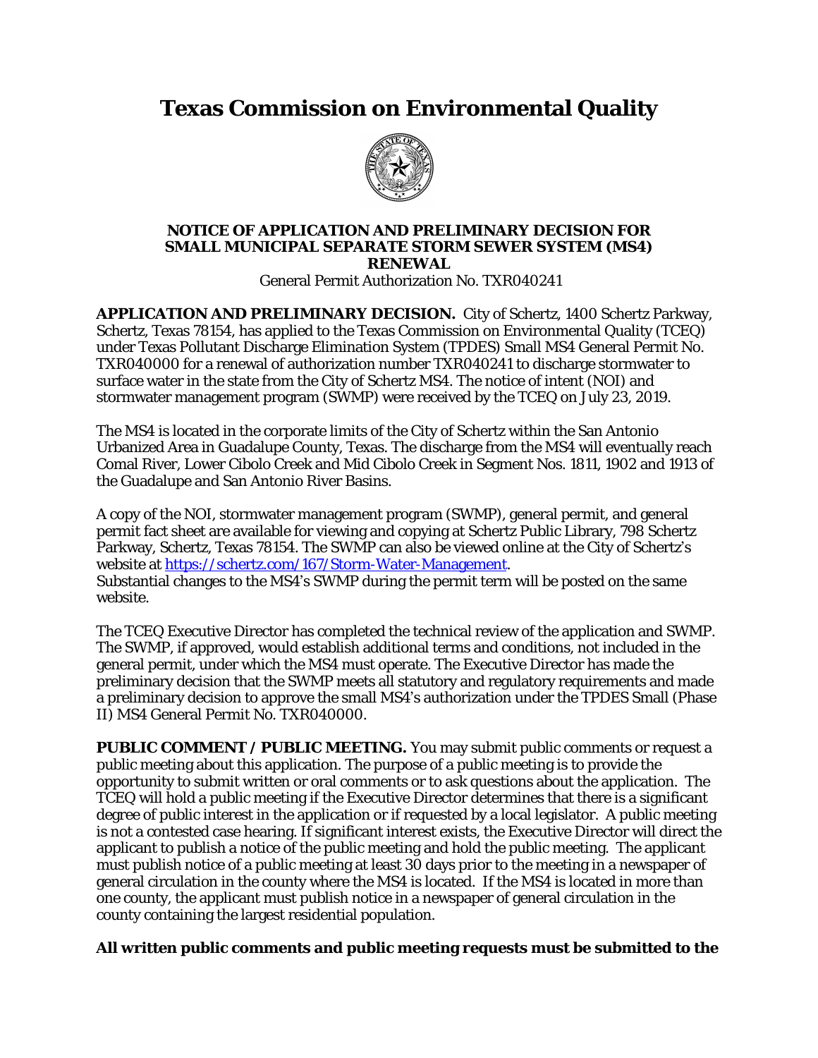# Texas Commission on Environmental Quality

**NOTICE OF APPLICATION AND PRELIMINARY DECISION FOR SMALL MUNICIPAL SEPARATE STORM SEWER SYSTEM (MS4) RENEWAL**

General Permit Authorization No. TXR040241

**APPLICATION AND PRELIMINARY DECISION.** City of Schertz, 1400 Schertz Parkway, Schertz, Texas 78154, has applied to the Texas Commission on Environmental Quality (TCEQ) under Texas Pollutant Discharge Elimination System (TPDES) Small MS4 General Permit No. TXR040000 for a renewal of authorization number TXR040241 to discharge stormwater to surface water in the state from the City of Schertz MS4. The notice of intent (NOI) and stormwater management program (SWMP) were received by the TCEQ on July 23, 2019.

The MS4 is located in the corporate limits of the City of Schertz within the San Antonio Urbanized Area in Guadalupe County, Texas. The discharge from the MS4 will eventually reach Comal River, Lower Cibolo Creek and Mid Cibolo Creek in Segment Nos. 1811, 1902 and 1913 of the Guadalupe and San Antonio River Basins.

A copy of the NOI, stormwater management program (SWMP), general permit, and general permit fact sheet are available for viewing and copying at Schertz Public Library, 798 Schertz Parkway, Schertz, Texas 78154. The SWMP can also be viewed online at the City of Schertz's website at https://schertz.com/167/Storm-Water-Management.
Substantial changes to the MS4's SWMP during the permit term will be posted on the same website.

The TCEQ Executive Director has completed the technical review of the application and SWMP. The SWMP, if approved, would establish additional terms and conditions, not included in the general permit, under which the MS4 must operate. The Executive Director has made the preliminary decision that the SWMP meets all statutory and regulatory requirements and made a preliminary decision to approve the small MS4's authorization under the TPDES Small (Phase II) MS4 General Permit No. TXR040000.

**PUBLIC COMMENT / PUBLIC MEETING.** You may submit public comments or request a public meeting about this application. The purpose of a public meeting is to provide the opportunity to submit written or oral comments or to ask questions about the application. The TCEQ will hold a public meeting if the Executive Director determines that there is a significant degree of public interest in the application or if requested by a local legislator. A public meeting is not a contested case hearing. If significant interest exists, the Executive Director will direct the applicant to publish a notice of the public meeting and hold the public meeting. The applicant must publish notice of a public meeting at least 30 days prior to the meeting in a newspaper of general circulation in the county where the MS4 is located. If the MS4 is located in more than one county, the applicant must publish notice in a newspaper of general circulation in the county containing the largest residential population.

**All written public comments and public meeting requests must be submitted to the**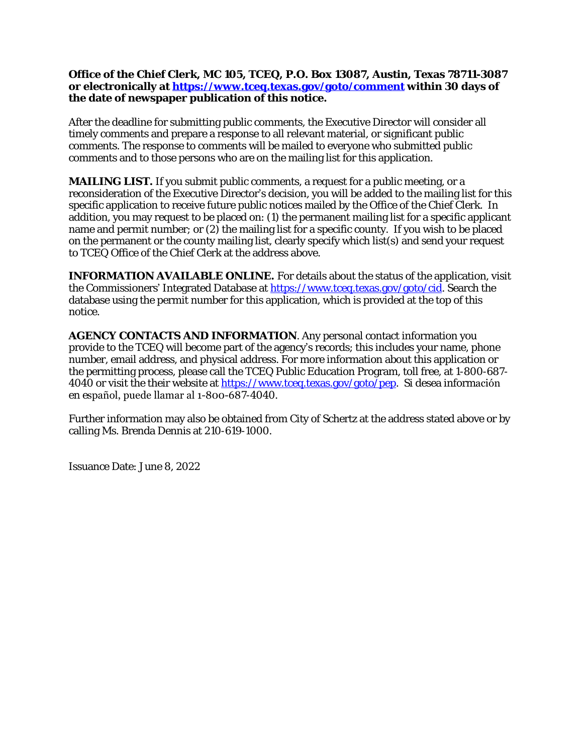**Office of the Chief Clerk, MC 105, TCEQ, P.O. Box 13087, Austin, Texas 78711-3087 or electronically at [https://www.tceq.texas.gov/goto/comment](https://www.tceq.texas.gov/goto/comment) within 30 days of the date of newspaper publication of this notice.**

After the deadline for submitting public comments, the Executive Director will consider all timely comments and prepare a response to all relevant material, or significant public comments. The response to comments will be mailed to everyone who submitted public comments and to those persons who are on the mailing list for this application.

**MAILING LIST.** If you submit public comments, a request for a public meeting, or a reconsideration of the Executive Director's decision, you will be added to the mailing list for this specific application to receive future public notices mailed by the Office of the Chief Clerk. In addition, you may request to be placed on: (1) the permanent mailing list for a specific applicant name and permit number; or (2) the mailing list for a specific county. If you wish to be placed on the permanent or the county mailing list, clearly specify which list(s) and send your request to TCEQ Office of the Chief Clerk at the address above.

**INFORMATION AVAILABLE ONLINE.** For details about the status of the application, visit the Commissioners' Integrated Database at [https://www.tceq.texas.gov/goto/cid](https://www.tceq.texas.gov/goto/cid). Search the database using the permit number for this application, which is provided at the top of this notice.

**AGENCY CONTACTS AND INFORMATION**. Any personal contact information you provide to the TCEQ will become part of the agency's records; this includes your name, phone number, email address, and physical address. For more information about this application or the permitting process, please call the TCEQ Public Education Program, toll free, at 1-800-687-4040 or visit the their website at [https://www.tceq.texas.gov/goto/pep](https://www.tceq.texas.gov/goto/pep). Si desea información en español, puede llamar al 1-800-687-4040.

Further information may also be obtained from City of Schertz at the address stated above or by calling Ms. Brenda Dennis at 210-619-1000.

Issuance Date: June 8, 2022